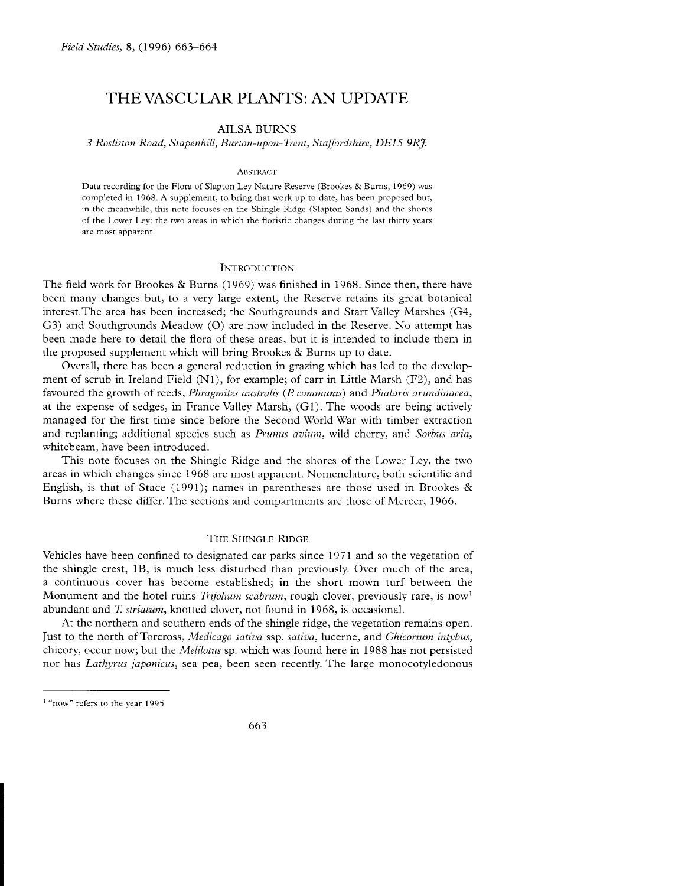# THE VASCULAR PLANTS: AN UPDATE

AILSA BURNS

*3 Rosliston Road, Stapenhill, Burton-upon-Trent, Staffordshire, DE15 9RJ.*

## ABSTRACT

Data recording for the Flora of Slapton Ley Nature Reserve (Brookes & Burns, 1969) was completed in 1968. A supplement, to bring that work up to date, has been proposed but, in the meanwhile, this note focuses on the Shingle Ridge (Slapton Sands) and the shores of the Lower Ley: the two areas in which the floristic changes during the last thirty years are most apparent.

## INTRODUCTION

The field work for Brookes & Burns (1969) was finished in 1968. Since then, there have been many changes but, to a very large extent, the Reserve retains its great botanical interest. The area has been increased; the Southgrounds and Start Valley Marshes (G4, G3) and Southgrounds Meadow (O) are now included in the Reserve. No attempt has been made here to detail the flora of these areas, but it is intended to include them in the proposed supplement which will bring Brookes & Burns up to date.

Overall, there has been a general reduction in grazing which has led to the development of scrub in Ireland Field (N1), for example; of carr in Little Marsh (F2), and has favoured the growth of reeds, *Phragmites australis* (*P. communis*) and *Phalaris arundinacea*, at the expense of sedges, in France Valley Marsh, (G1). The woods are being actively managed for the first time since before the Second World War with timber extraction and replanting; additional species such as *Prunus avium*, wild cherry, and *Sorbus aria*, whitebeam, have been introduced.

This note focuses on the Shingle Ridge and the shores of the Lower Ley, the two areas in which changes since 1968 are most apparent. Nomenclature, both scientific and English, is that of Stace (1991); names in parentheses are those used in Brookes & Burns where these differ. The sections and compartments are those of Mercer, 1966.

## THE SHINGLE RIDGE

Vehicles have been confined to designated car parks since 1971 and so the vegetation of the shingle crest, 1B, is much less disturbed than previously. Over much of the area, a continuous cover has become established; in the short mown turf between the Monument and the hotel ruins *Trifolium scabrum*, rough clover, previously rare, is now[1] abundant and *T. striatum*, knotted clover, not found in 1968, is occasional.

At the northern and southern ends of the shingle ridge, the vegetation remains open. Just to the north of Torcross, *Medicago sativa* ssp. *sativa*, lucerne, and *Chicorium intybus*, chicory, occur now; but the *Melilotus* sp. which was found here in 1988 has not persisted nor has *Lathyrus japonicus*, sea pea, been seen recently. The large monocotyledonous

[1] "now" refers to the year 1995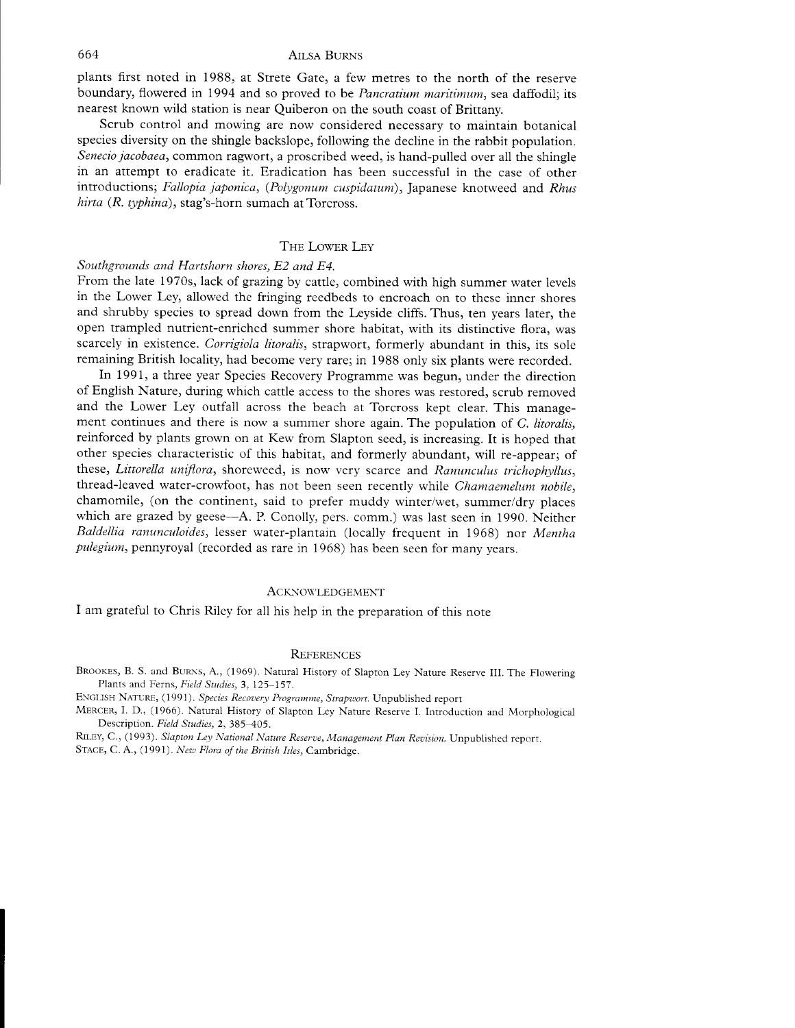plants first noted in 1988, at Strete Gate, a few metres to the north of the reserve boundary, flowered in 1994 and so proved to be *Pancratium maritimum*, sea daffodil; its nearest known wild station is near Quiberon on the south coast of Brittany.

Scrub control and mowing are now considered necessary to maintain botanical species diversity on the shingle backslope, following the decline in the rabbit population. *Senecio jacobaea*, common ragwort, a proscribed weed, is hand-pulled over all the shingle in an attempt to eradicate it. Eradication has been successful in the case of other introductions; *Fallopia japonica*, (*Polygonum cuspidatum*), Japanese knotweed and *Rhus hirta* (*R. typhina*), stag's-horn sumach at Torcross.

## The Lower Ley

*Southgrounds and Hartshorn shores, E2 and E4.*

From the late 1970s, lack of grazing by cattle, combined with high summer water levels in the Lower Ley, allowed the fringing reedbeds to encroach on to these inner shores and shrubby species to spread down from the Leyside cliffs. Thus, ten years later, the open trampled nutrient-enriched summer shore habitat, with its distinctive flora, was scarcely in existence. *Corrigiola litoralis*, strapwort, formerly abundant in this, its sole remaining British locality, had become very rare; in 1988 only six plants were recorded.

In 1991, a three year Species Recovery Programme was begun, under the direction of English Nature, during which cattle access to the shores was restored, scrub removed and the Lower Ley outfall across the beach at Torcross kept clear. This management continues and there is now a summer shore again. The population of *C. litoralis*, reinforced by plants grown on at Kew from Slapton seed, is increasing. It is hoped that other species characteristic of this habitat, and formerly abundant, will re-appear; of these, *Littorella uniflora*, shoreweed, is now very scarce and *Ranunculus trichophyllus*, thread-leaved water-crowfoot, has not been seen recently while *Chamaemelum nobile*, chamomile, (on the continent, said to prefer muddy winter/wet, summer/dry places which are grazed by geese—A. P. Conolly, pers. comm.) was last seen in 1990. Neither *Baldellia ranunculoides*, lesser water-plantain (locally frequent in 1968) nor *Mentha pulegium*, pennyroyal (recorded as rare in 1968) has been seen for many years.

## Acknowledgement

I am grateful to Chris Riley for all his help in the preparation of this note

## References

Brookes, B. S. and Burns, A., (1969). Natural History of Slapton Ley Nature Reserve III. The Flowering Plants and Ferns, *Field Studies*, 3, 125–157.

English Nature, (1991). *Species Recovery Programme, Strapwort.* Unpublished report

Mercer, I. D., (1966). Natural History of Slapton Ley Nature Reserve I. Introduction and Morphological Description. *Field Studies*, 2, 385–405.

Riley, C., (1993). *Slapton Ley National Nature Reserve, Management Plan Revision.* Unpublished report.

Stace, C. A., (1991). *New Flora of the British Isles*, Cambridge.